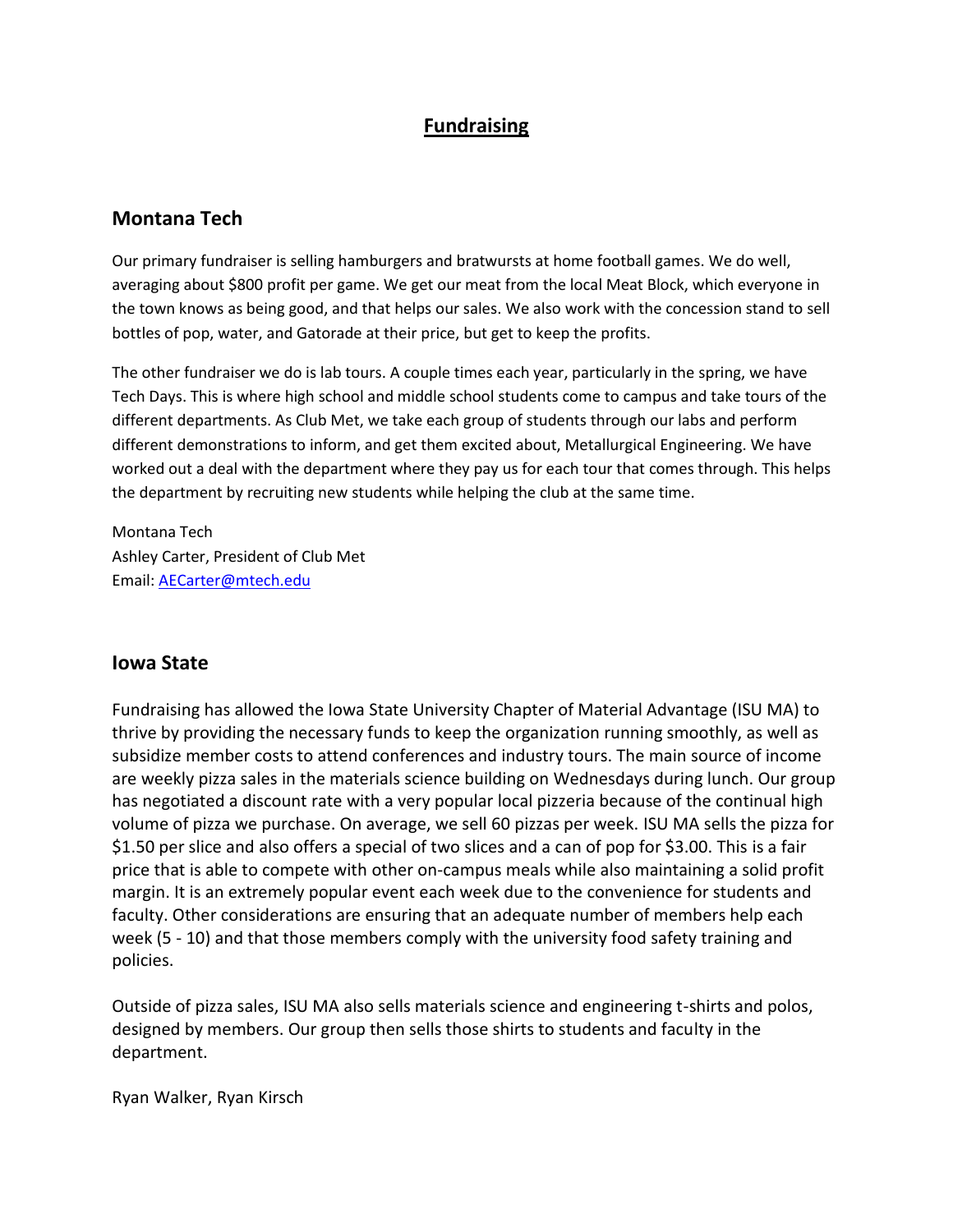# Fundraising

## Montana Tech

Our primary fundraiser is selling hamburgers and bratwursts at home football games. We do well, averaging about $800 profit per game. We get our meat from the local Meat Block, which everyone in the town knows as being good, and that helps our sales. We also work with the concession stand to sell bottles of pop, water, and Gatorade at their price, but get to keep the profits.

The other fundraiser we do is lab tours. A couple times each year, particularly in the spring, we have Tech Days. This is where high school and middle school students come to campus and take tours of the different departments. As Club Met, we take each group of students through our labs and perform different demonstrations to inform, and get them excited about, Metallurgical Engineering. We have worked out a deal with the department where they pay us for each tour that comes through. This helps the department by recruiting new students while helping the club at the same time.

Montana Tech
Ashley Carter, President of Club Met
Email: AECarter@mtech.edu

## Iowa State

Fundraising has allowed the Iowa State University Chapter of Material Advantage (ISU MA) to thrive by providing the necessary funds to keep the organization running smoothly, as well as subsidize member costs to attend conferences and industry tours. The main source of income are weekly pizza sales in the materials science building on Wednesdays during lunch. Our group has negotiated a discount rate with a very popular local pizzeria because of the continual high volume of pizza we purchase. On average, we sell 60 pizzas per week. ISU MA sells the pizza for $1.50 per slice and also offers a special of two slices and a can of pop for $3.00. This is a fair price that is able to compete with other on-campus meals while also maintaining a solid profit margin. It is an extremely popular event each week due to the convenience for students and faculty. Other considerations are ensuring that an adequate number of members help each week (5 - 10) and that those members comply with the university food safety training and policies.

Outside of pizza sales, ISU MA also sells materials science and engineering t-shirts and polos, designed by members. Our group then sells those shirts to students and faculty in the department.

Ryan Walker, Ryan Kirsch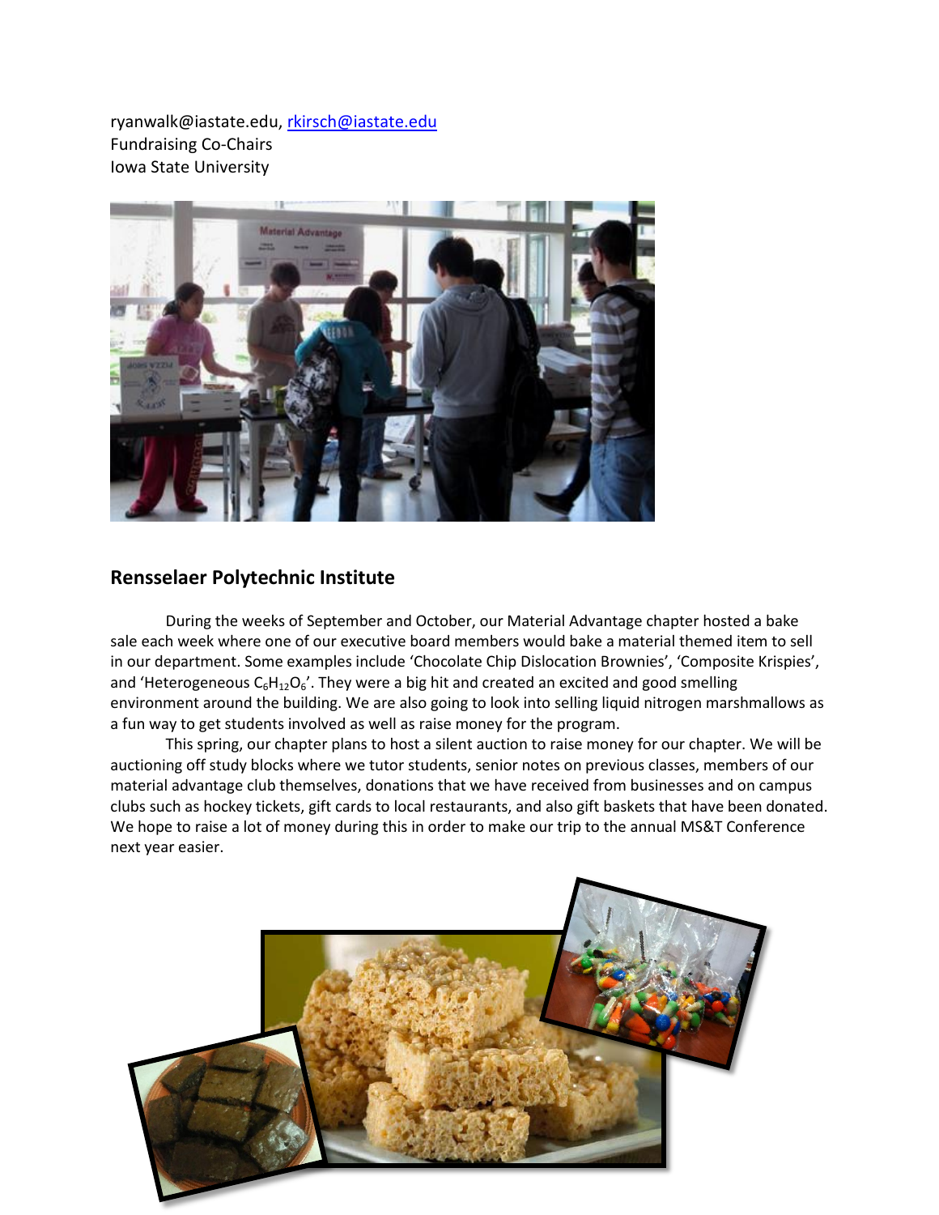ryanwalk@iastate.edu, rkirsch@iastate.edu
Fundraising Co-Chairs
Iowa State University

## Rensselaer Polytechnic Institute

During the weeks of September and October, our Material Advantage chapter hosted a bake sale each week where one of our executive board members would bake a material themed item to sell in our department. Some examples include 'Chocolate Chip Dislocation Brownies', 'Composite Krispies', and 'Heterogeneous $C_6H_{12}O_6$'. They were a big hit and created an excited and good smelling environment around the building. We are also going to look into selling liquid nitrogen marshmallows as a fun way to get students involved as well as raise money for the program.

This spring, our chapter plans to host a silent auction to raise money for our chapter. We will be auctioning off study blocks where we tutor students, senior notes on previous classes, members of our material advantage club themselves, donations that we have received from businesses and on campus clubs such as hockey tickets, gift cards to local restaurants, and also gift baskets that have been donated. We hope to raise a lot of money during this in order to make our trip to the annual MS&T Conference next year easier.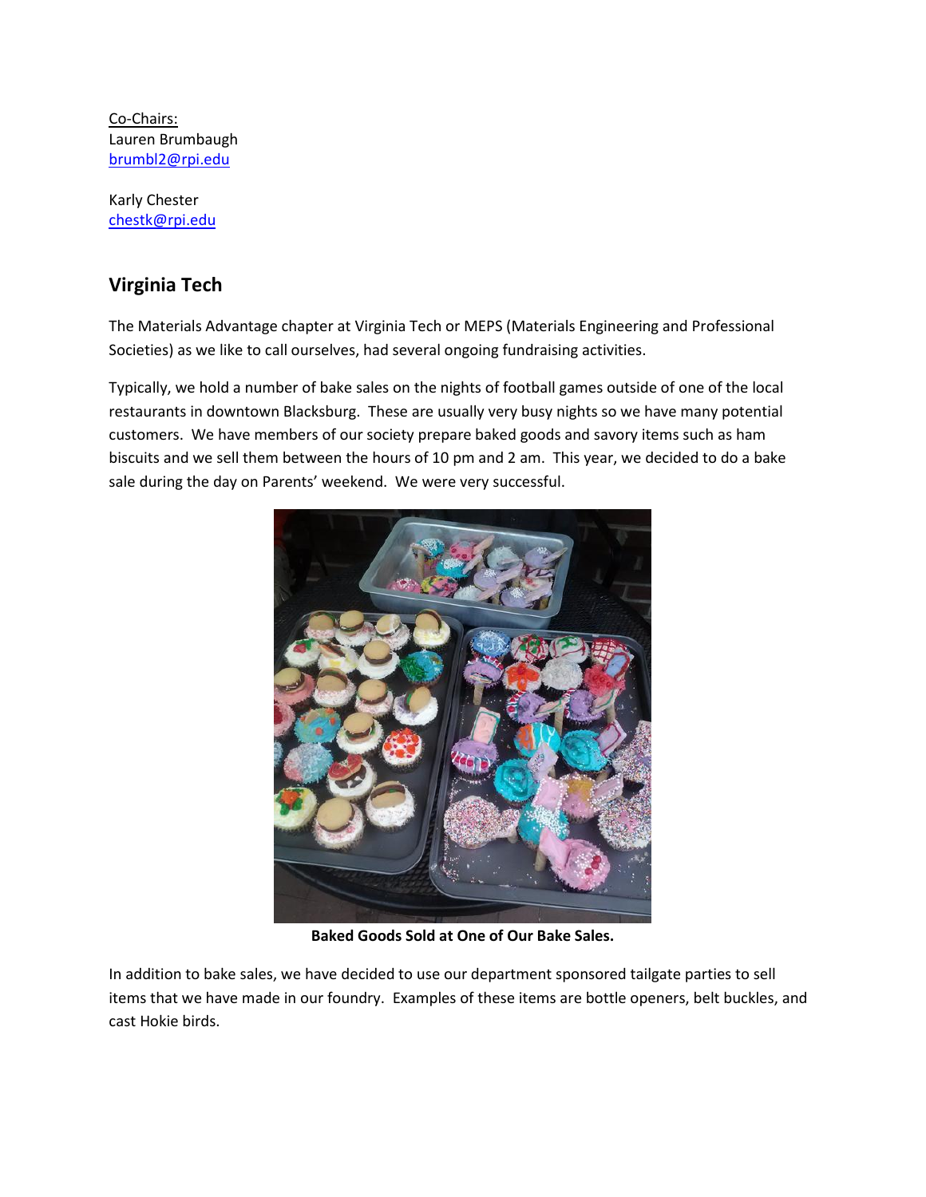Co-Chairs:
Lauren Brumbaugh
brumbl2@rpi.edu

Karly Chester
chestk@rpi.edu

## Virginia Tech

The Materials Advantage chapter at Virginia Tech or MEPS (Materials Engineering and Professional Societies) as we like to call ourselves, had several ongoing fundraising activities.

Typically, we hold a number of bake sales on the nights of football games outside of one of the local restaurants in downtown Blacksburg. These are usually very busy nights so we have many potential customers. We have members of our society prepare baked goods and savory items such as ham biscuits and we sell them between the hours of 10 pm and 2 am. This year, we decided to do a bake sale during the day on Parents' weekend. We were very successful.

**Baked Goods Sold at One of Our Bake Sales.**

In addition to bake sales, we have decided to use our department sponsored tailgate parties to sell items that we have made in our foundry. Examples of these items are bottle openers, belt buckles, and cast Hokie birds.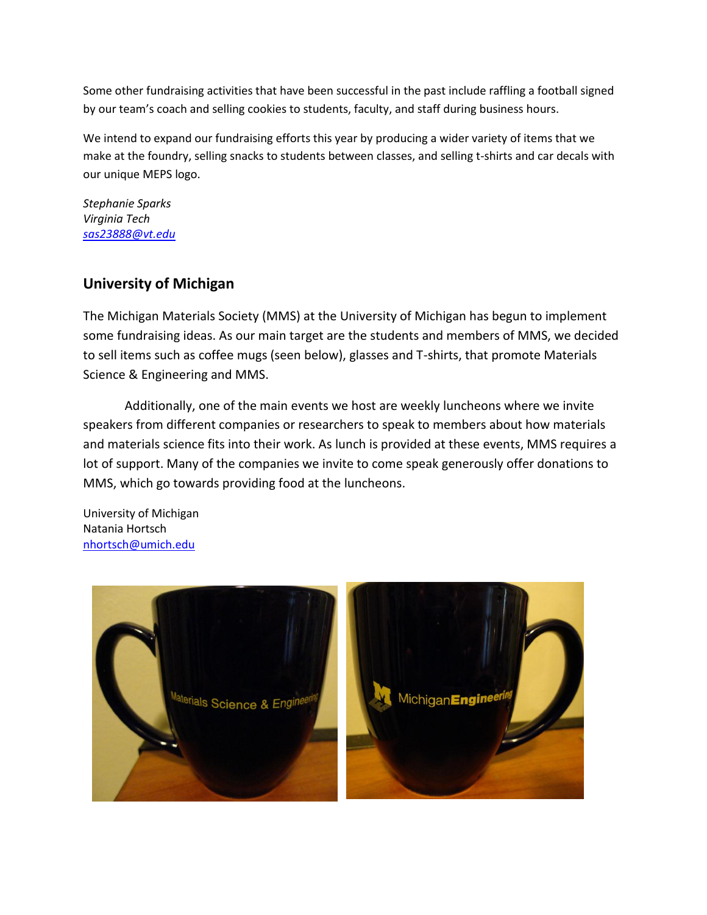Some other fundraising activities that have been successful in the past include raffling a football signed by our team's coach and selling cookies to students, faculty, and staff during business hours.

We intend to expand our fundraising efforts this year by producing a wider variety of items that we make at the foundry, selling snacks to students between classes, and selling t-shirts and car decals with our unique MEPS logo.

*Stephanie Sparks*
*Virginia Tech*
*sas23888@vt.edu*

## University of Michigan

The Michigan Materials Society (MMS) at the University of Michigan has begun to implement some fundraising ideas. As our main target are the students and members of MMS, we decided to sell items such as coffee mugs (seen below), glasses and T-shirts, that promote Materials Science & Engineering and MMS.

Additionally, one of the main events we host are weekly luncheons where we invite speakers from different companies or researchers to speak to members about how materials and materials science fits into their work. As lunch is provided at these events, MMS requires a lot of support. Many of the companies we invite to come speak generously offer donations to MMS, which go towards providing food at the luncheons.

University of Michigan
Natania Hortsch
nhortsch@umich.edu